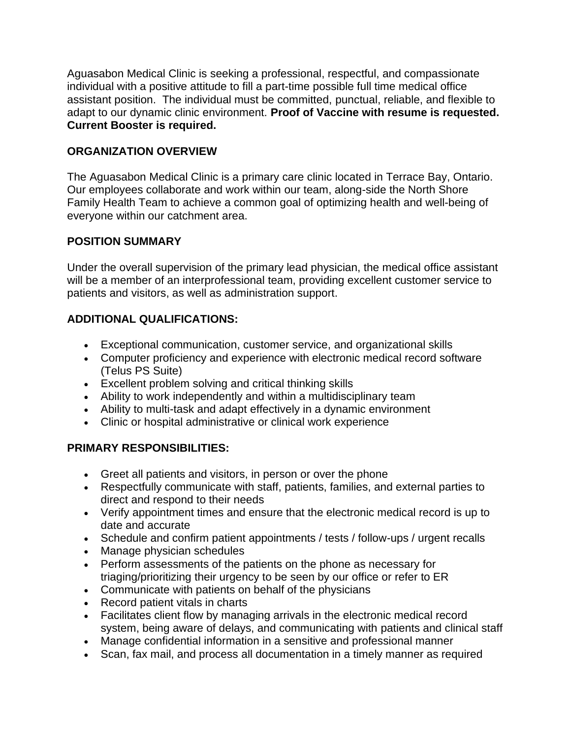Aguasabon Medical Clinic is seeking a professional, respectful, and compassionate individual with a positive attitude to fill a part-time possible full time medical office assistant position. The individual must be committed, punctual, reliable, and flexible to adapt to our dynamic clinic environment. **Proof of Vaccine with resume is requested. Current Booster is required.**

**ORGANIZATION OVERVIEW**

The Aguasabon Medical Clinic is a primary care clinic located in Terrace Bay, Ontario. Our employees collaborate and work within our team, along-side the North Shore Family Health Team to achieve a common goal of optimizing health and well-being of everyone within our catchment area.

**POSITION SUMMARY**

Under the overall supervision of the primary lead physician, the medical office assistant will be a member of an interprofessional team, providing excellent customer service to patients and visitors, as well as administration support.

**ADDITIONAL QUALIFICATIONS:**

- Exceptional communication, customer service, and organizational skills
- Computer proficiency and experience with electronic medical record software (Telus PS Suite)
- Excellent problem solving and critical thinking skills
- Ability to work independently and within a multidisciplinary team
- Ability to multi-task and adapt effectively in a dynamic environment
- Clinic or hospital administrative or clinical work experience

**PRIMARY RESPONSIBILITIES:**

- Greet all patients and visitors, in person or over the phone
- Respectfully communicate with staff, patients, families, and external parties to direct and respond to their needs
- Verify appointment times and ensure that the electronic medical record is up to date and accurate
- Schedule and confirm patient appointments / tests / follow-ups / urgent recalls
- Manage physician schedules
- Perform assessments of the patients on the phone as necessary for triaging/prioritizing their urgency to be seen by our office or refer to ER
- Communicate with patients on behalf of the physicians
- Record patient vitals in charts
- Facilitates client flow by managing arrivals in the electronic medical record system, being aware of delays, and communicating with patients and clinical staff
- Manage confidential information in a sensitive and professional manner
- Scan, fax mail, and process all documentation in a timely manner as required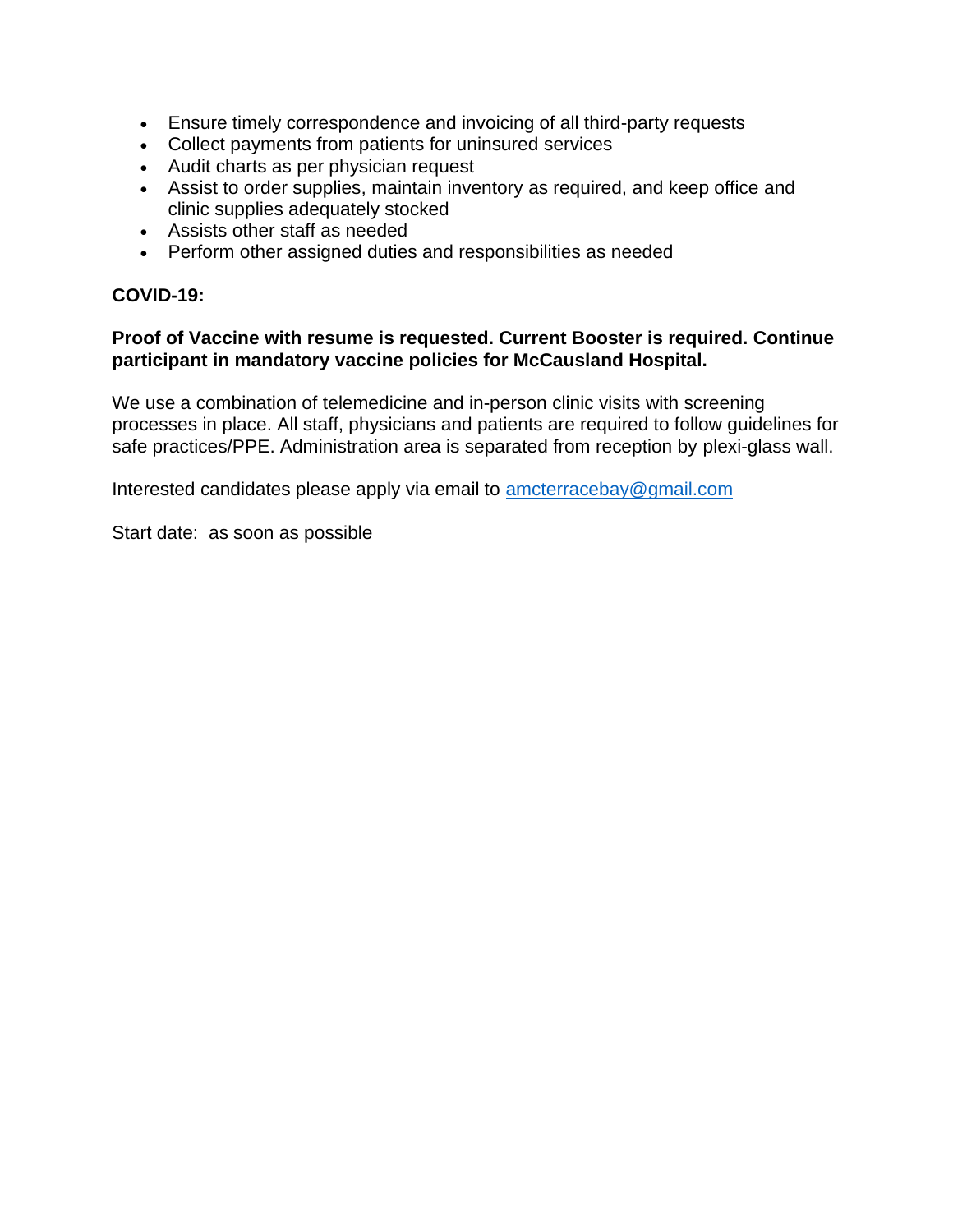- Ensure timely correspondence and invoicing of all third-party requests
- Collect payments from patients for uninsured services
- Audit charts as per physician request
- Assist to order supplies, maintain inventory as required, and keep office and clinic supplies adequately stocked
- Assists other staff as needed
- Perform other assigned duties and responsibilities as needed

**COVID-19:**

**Proof of Vaccine with resume is requested. Current Booster is required. Continue participant in mandatory vaccine policies for McCausland Hospital.**

We use a combination of telemedicine and in-person clinic visits with screening processes in place. All staff, physicians and patients are required to follow guidelines for safe practices/PPE. Administration area is separated from reception by plexi-glass wall.

Interested candidates please apply via email to amcterracebay@gmail.com

Start date: as soon as possible